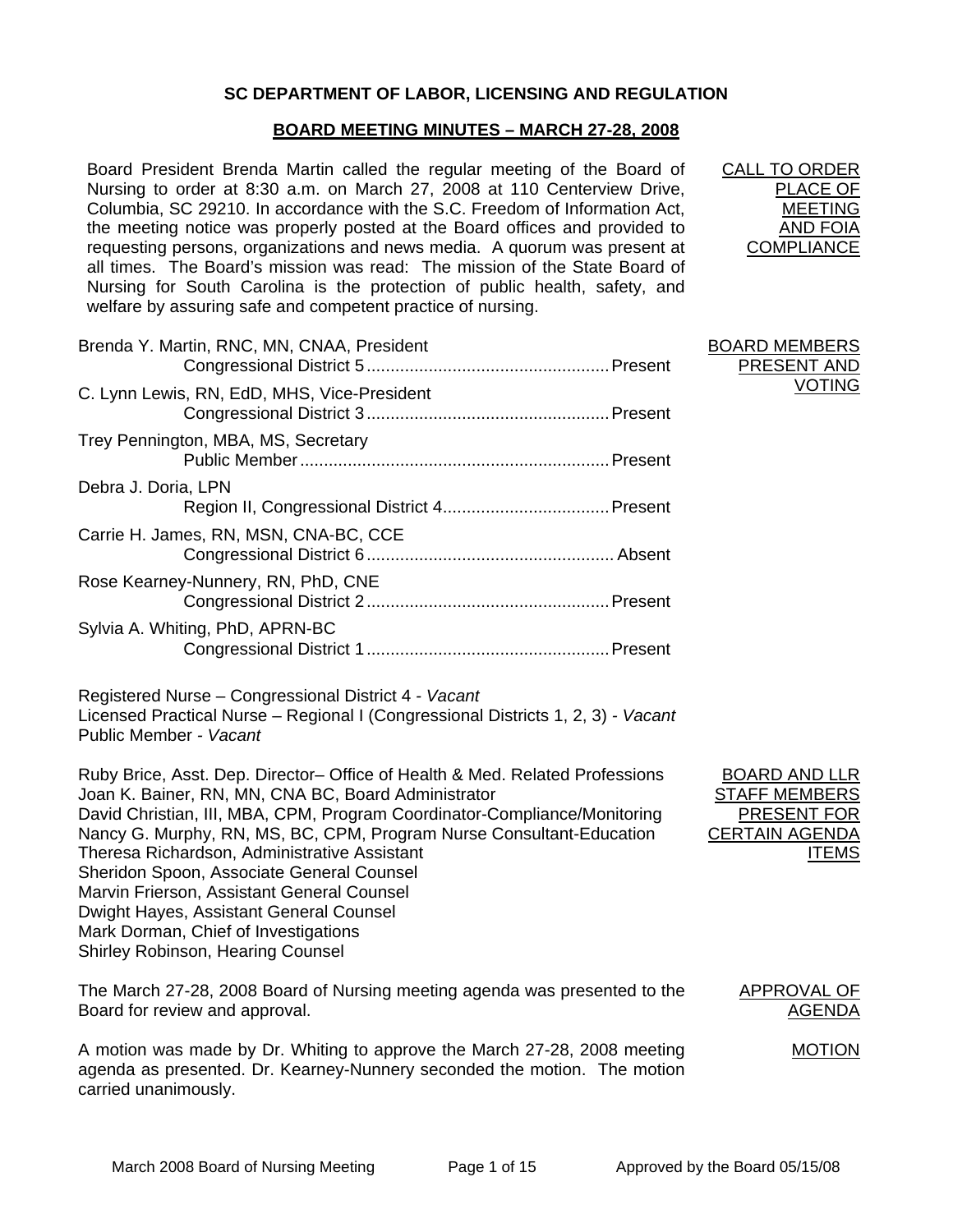**SC DEPARTMENT OF LABOR, LICENSING AND REGULATION**

**BOARD MEETING MINUTES – MARCH 27-28, 2008**

**CALL TO ORDER PLACE OF MEETING AND FOIA COMPLIANCE**

Board President Brenda Martin called the regular meeting of the Board of Nursing to order at 8:30 a.m. on March 27, 2008 at 110 Centerview Drive, Columbia, SC 29210. In accordance with the S.C. Freedom of Information Act, the meeting notice was properly posted at the Board offices and provided to requesting persons, organizations and news media. A quorum was present at all times. The Board's mission was read: The mission of the State Board of Nursing for South Carolina is the protection of public health, safety, and welfare by assuring safe and competent practice of nursing.

**BOARD MEMBERS PRESENT AND VOTING**

Brenda Y. Martin, RNC, MN, CNAA, President
Congressional District 5 .................................................. Present

C. Lynn Lewis, RN, EdD, MHS, Vice-President
Congressional District 3 .................................................. Present

Trey Pennington, MBA, MS, Secretary
Public Member .................................................. Present

Debra J. Doria, LPN
Region II, Congressional District 4 .................................................. Present

Carrie H. James, RN, MSN, CNA-BC, CCE
Congressional District 6 .................................................. Absent

Rose Kearney-Nunnery, RN, PhD, CNE
Congressional District 2 .................................................. Present

Sylvia A. Whiting, PhD, APRN-BC
Congressional District 1 .................................................. Present

Registered Nurse – Congressional District 4 - *Vacant*
Licensed Practical Nurse – Regional I (Congressional Districts 1, 2, 3) - *Vacant*
Public Member - *Vacant*

**BOARD AND LLR STAFF MEMBERS PRESENT FOR CERTAIN AGENDA ITEMS**

Ruby Brice, Asst. Dep. Director– Office of Health & Med. Related Professions
Joan K. Bainer, RN, MN, CNA BC, Board Administrator
David Christian, III, MBA, CPM, Program Coordinator-Compliance/Monitoring
Nancy G. Murphy, RN, MS, BC, CPM, Program Nurse Consultant-Education
Theresa Richardson, Administrative Assistant
Sheridon Spoon, Associate General Counsel
Marvin Frierson, Assistant General Counsel
Dwight Hayes, Assistant General Counsel
Mark Dorman, Chief of Investigations
Shirley Robinson, Hearing Counsel

**APPROVAL OF AGENDA**

The March 27-28, 2008 Board of Nursing meeting agenda was presented to the Board for review and approval.

**MOTION**

A motion was made by Dr. Whiting to approve the March 27-28, 2008 meeting agenda as presented. Dr. Kearney-Nunnery seconded the motion. The motion carried unanimously.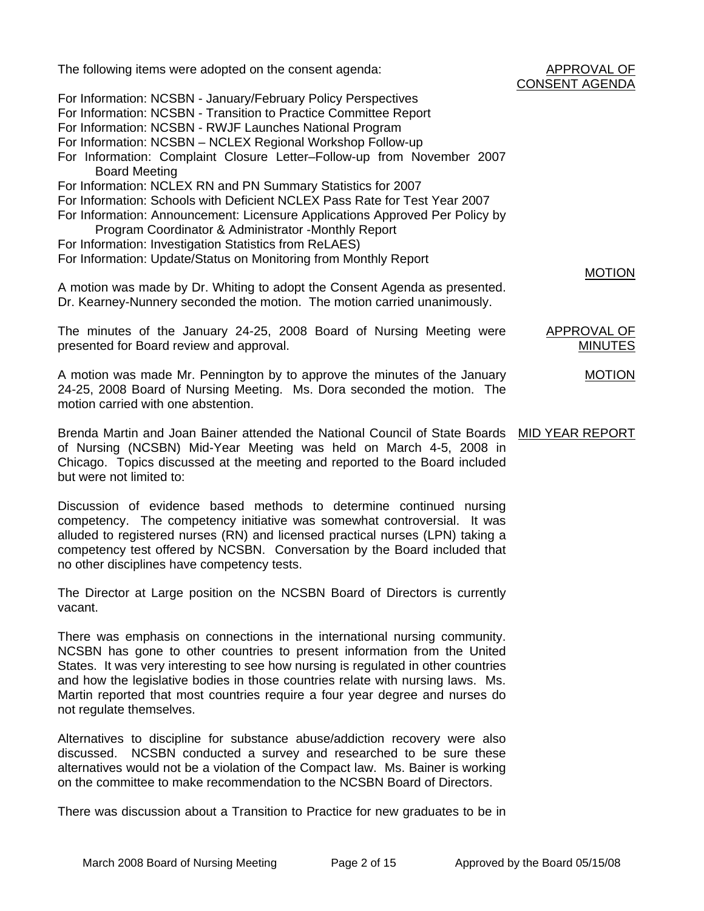**APPROVAL OF CONSENT AGENDA**

The following items were adopted on the consent agenda:

For Information: NCSBN - January/February Policy Perspectives
For Information: NCSBN - Transition to Practice Committee Report
For Information: NCSBN - RWJF Launches National Program
For Information: NCSBN – NCLEX Regional Workshop Follow-up
For Information: Complaint Closure Letter–Follow-up from November 2007 Board Meeting
For Information: NCLEX RN and PN Summary Statistics for 2007
For Information: Schools with Deficient NCLEX Pass Rate for Test Year 2007
For Information: Announcement: Licensure Applications Approved Per Policy by Program Coordinator & Administrator -Monthly Report
For Information: Investigation Statistics from ReLAES)
For Information: Update/Status on Monitoring from Monthly Report

**MOTION**

A motion was made by Dr. Whiting to adopt the Consent Agenda as presented. Dr. Kearney-Nunnery seconded the motion. The motion carried unanimously.

**APPROVAL OF MINUTES**

The minutes of the January 24-25, 2008 Board of Nursing Meeting were presented for Board review and approval.

**MOTION**

A motion was made Mr. Pennington by to approve the minutes of the January 24-25, 2008 Board of Nursing Meeting. Ms. Dora seconded the motion. The motion carried with one abstention.

**MID YEAR REPORT**

Brenda Martin and Joan Bainer attended the National Council of State Boards of Nursing (NCSBN) Mid-Year Meeting was held on March 4-5, 2008 in Chicago. Topics discussed at the meeting and reported to the Board included but were not limited to:

Discussion of evidence based methods to determine continued nursing competency. The competency initiative was somewhat controversial. It was alluded to registered nurses (RN) and licensed practical nurses (LPN) taking a competency test offered by NCSBN. Conversation by the Board included that no other disciplines have competency tests.

The Director at Large position on the NCSBN Board of Directors is currently vacant.

There was emphasis on connections in the international nursing community. NCSBN has gone to other countries to present information from the United States. It was very interesting to see how nursing is regulated in other countries and how the legislative bodies in those countries relate with nursing laws. Ms. Martin reported that most countries require a four year degree and nurses do not regulate themselves.

Alternatives to discipline for substance abuse/addiction recovery were also discussed. NCSBN conducted a survey and researched to be sure these alternatives would not be a violation of the Compact law. Ms. Bainer is working on the committee to make recommendation to the NCSBN Board of Directors.

There was discussion about a Transition to Practice for new graduates to be in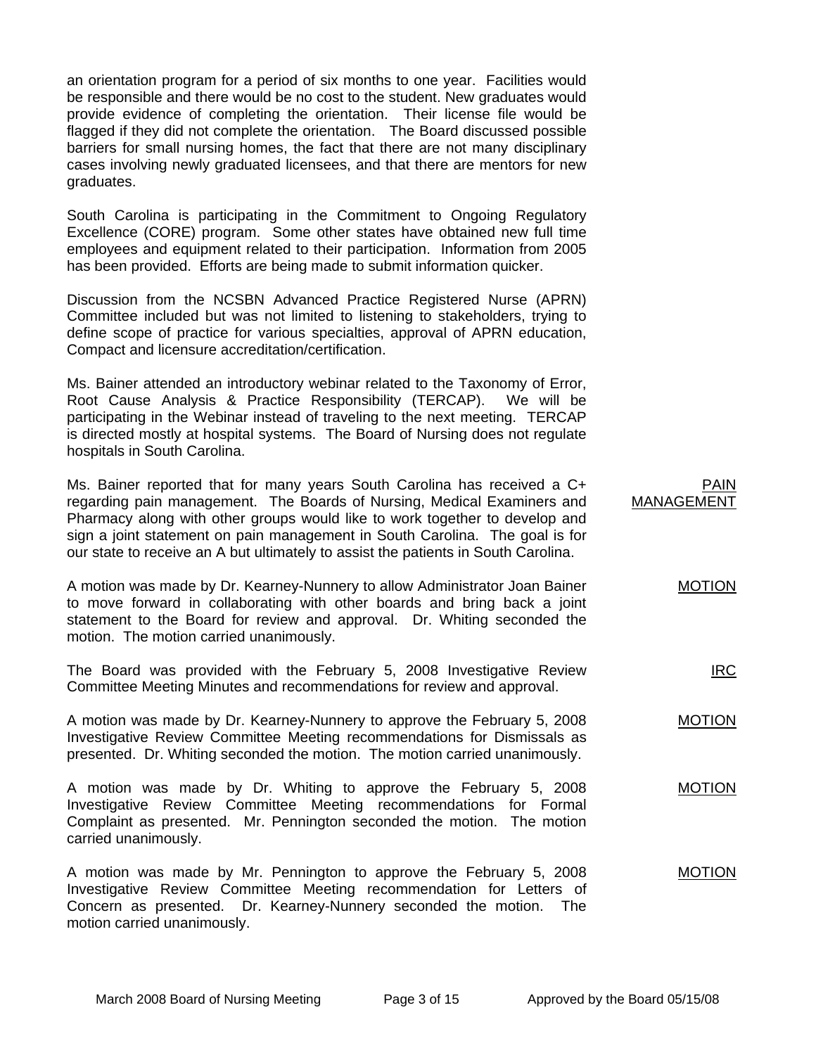an orientation program for a period of six months to one year. Facilities would be responsible and there would be no cost to the student. New graduates would provide evidence of completing the orientation. Their license file would be flagged if they did not complete the orientation. The Board discussed possible barriers for small nursing homes, the fact that there are not many disciplinary cases involving newly graduated licensees, and that there are mentors for new graduates.

South Carolina is participating in the Commitment to Ongoing Regulatory Excellence (CORE) program. Some other states have obtained new full time employees and equipment related to their participation. Information from 2005 has been provided. Efforts are being made to submit information quicker.

Discussion from the NCSBN Advanced Practice Registered Nurse (APRN) Committee included but was not limited to listening to stakeholders, trying to define scope of practice for various specialties, approval of APRN education, Compact and licensure accreditation/certification.

Ms. Bainer attended an introductory webinar related to the Taxonomy of Error, Root Cause Analysis & Practice Responsibility (TERCAP). We will be participating in the Webinar instead of traveling to the next meeting. TERCAP is directed mostly at hospital systems. The Board of Nursing does not regulate hospitals in South Carolina.

**PAIN MANAGEMENT**

Ms. Bainer reported that for many years South Carolina has received a C+ regarding pain management. The Boards of Nursing, Medical Examiners and Pharmacy along with other groups would like to work together to develop and sign a joint statement on pain management in South Carolina. The goal is for our state to receive an A but ultimately to assist the patients in South Carolina.

**MOTION**

A motion was made by Dr. Kearney-Nunnery to allow Administrator Joan Bainer to move forward in collaborating with other boards and bring back a joint statement to the Board for review and approval. Dr. Whiting seconded the motion. The motion carried unanimously.

**IRC**

The Board was provided with the February 5, 2008 Investigative Review Committee Meeting Minutes and recommendations for review and approval.

**MOTION**

A motion was made by Dr. Kearney-Nunnery to approve the February 5, 2008 Investigative Review Committee Meeting recommendations for Dismissals as presented. Dr. Whiting seconded the motion. The motion carried unanimously.

**MOTION**

A motion was made by Dr. Whiting to approve the February 5, 2008 Investigative Review Committee Meeting recommendations for Formal Complaint as presented. Mr. Pennington seconded the motion. The motion carried unanimously.

**MOTION**

A motion was made by Mr. Pennington to approve the February 5, 2008 Investigative Review Committee Meeting recommendation for Letters of Concern as presented. Dr. Kearney-Nunnery seconded the motion. The motion carried unanimously.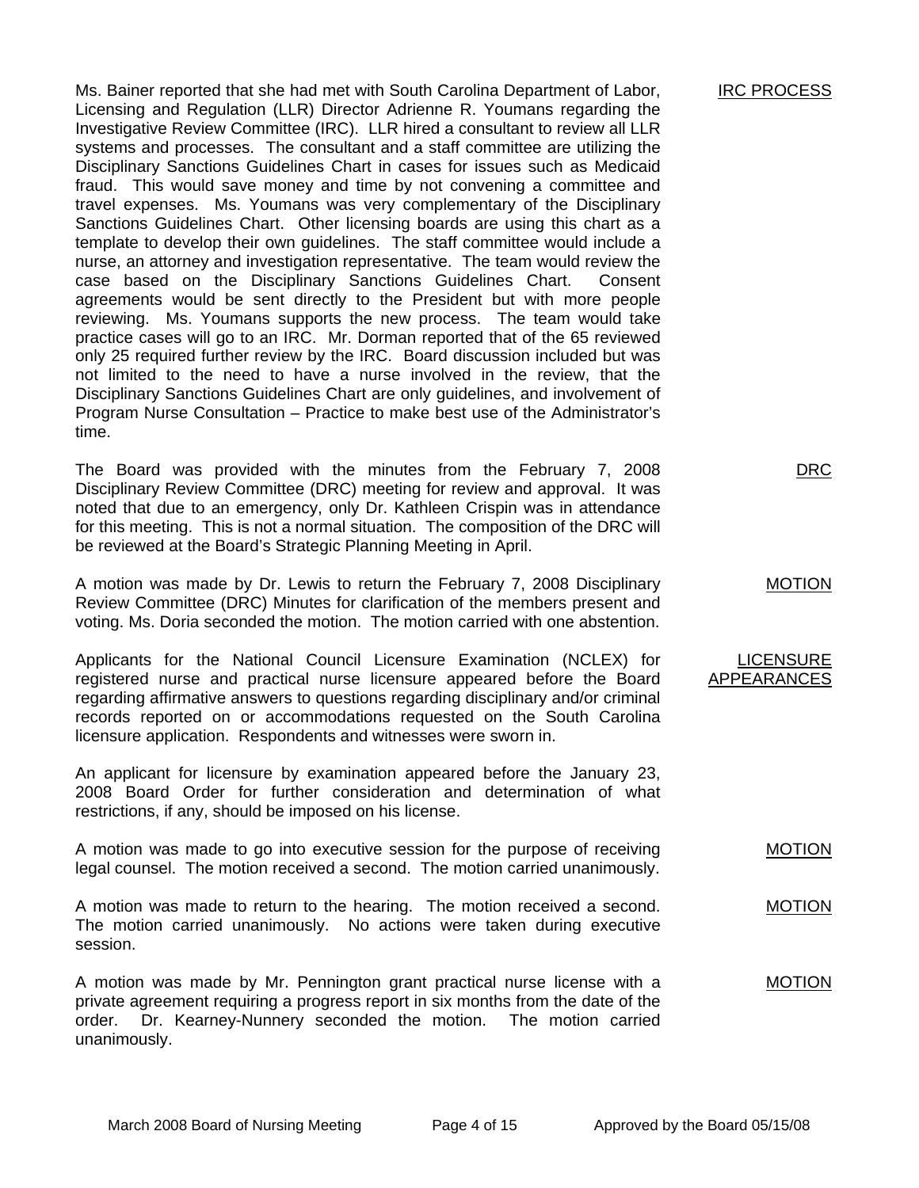**IRC PROCESS**

Ms. Bainer reported that she had met with South Carolina Department of Labor, Licensing and Regulation (LLR) Director Adrienne R. Youmans regarding the Investigative Review Committee (IRC). LLR hired a consultant to review all LLR systems and processes. The consultant and a staff committee are utilizing the Disciplinary Sanctions Guidelines Chart in cases for issues such as Medicaid fraud. This would save money and time by not convening a committee and travel expenses. Ms. Youmans was very complementary of the Disciplinary Sanctions Guidelines Chart. Other licensing boards are using this chart as a template to develop their own guidelines. The staff committee would include a nurse, an attorney and investigation representative. The team would review the case based on the Disciplinary Sanctions Guidelines Chart. Consent agreements would be sent directly to the President but with more people reviewing. Ms. Youmans supports the new process. The team would take practice cases will go to an IRC. Mr. Dorman reported that of the 65 reviewed only 25 required further review by the IRC. Board discussion included but was not limited to the need to have a nurse involved in the review, that the Disciplinary Sanctions Guidelines Chart are only guidelines, and involvement of Program Nurse Consultation – Practice to make best use of the Administrator's time.

**DRC**

The Board was provided with the minutes from the February 7, 2008 Disciplinary Review Committee (DRC) meeting for review and approval. It was noted that due to an emergency, only Dr. Kathleen Crispin was in attendance for this meeting. This is not a normal situation. The composition of the DRC will be reviewed at the Board's Strategic Planning Meeting in April.

**MOTION**

A motion was made by Dr. Lewis to return the February 7, 2008 Disciplinary Review Committee (DRC) Minutes for clarification of the members present and voting. Ms. Doria seconded the motion. The motion carried with one abstention.

**LICENSURE APPEARANCES**

Applicants for the National Council Licensure Examination (NCLEX) for registered nurse and practical nurse licensure appeared before the Board regarding affirmative answers to questions regarding disciplinary and/or criminal records reported on or accommodations requested on the South Carolina licensure application. Respondents and witnesses were sworn in.

An applicant for licensure by examination appeared before the January 23, 2008 Board Order for further consideration and determination of what restrictions, if any, should be imposed on his license.

**MOTION**

A motion was made to go into executive session for the purpose of receiving legal counsel. The motion received a second. The motion carried unanimously.

**MOTION**

A motion was made to return to the hearing. The motion received a second. The motion carried unanimously. No actions were taken during executive session.

**MOTION**

A motion was made by Mr. Pennington grant practical nurse license with a private agreement requiring a progress report in six months from the date of the order. Dr. Kearney-Nunnery seconded the motion. The motion carried unanimously.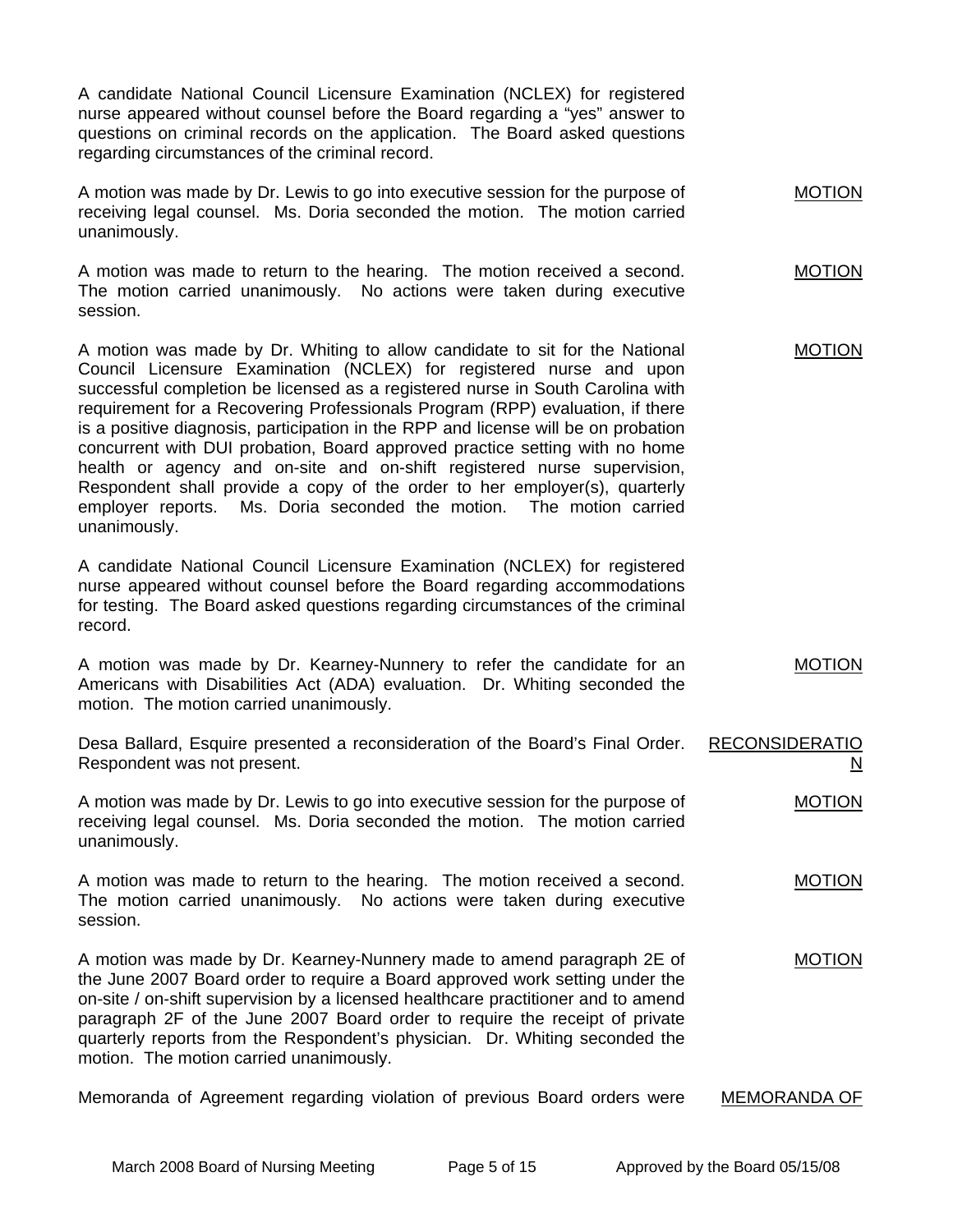A candidate National Council Licensure Examination (NCLEX) for registered nurse appeared without counsel before the Board regarding a "yes" answer to questions on criminal records on the application. The Board asked questions regarding circumstances of the criminal record.

A motion was made by Dr. Lewis to go into executive session for the purpose of receiving legal counsel. Ms. Doria seconded the motion. The motion carried unanimously. MOTION

A motion was made to return to the hearing. The motion received a second. The motion carried unanimously. No actions were taken during executive session. MOTION

A motion was made by Dr. Whiting to allow candidate to sit for the National Council Licensure Examination (NCLEX) for registered nurse and upon successful completion be licensed as a registered nurse in South Carolina with requirement for a Recovering Professionals Program (RPP) evaluation, if there is a positive diagnosis, participation in the RPP and license will be on probation concurrent with DUI probation, Board approved practice setting with no home health or agency and on-site and on-shift registered nurse supervision, Respondent shall provide a copy of the order to her employer(s), quarterly employer reports. Ms. Doria seconded the motion. The motion carried unanimously. MOTION

A candidate National Council Licensure Examination (NCLEX) for registered nurse appeared without counsel before the Board regarding accommodations for testing. The Board asked questions regarding circumstances of the criminal record.

A motion was made by Dr. Kearney-Nunnery to refer the candidate for an Americans with Disabilities Act (ADA) evaluation. Dr. Whiting seconded the motion. The motion carried unanimously. MOTION

Desa Ballard, Esquire presented a reconsideration of the Board's Final Order. Respondent was not present. RECONSIDERATION

A motion was made by Dr. Lewis to go into executive session for the purpose of receiving legal counsel. Ms. Doria seconded the motion. The motion carried unanimously. MOTION

A motion was made to return to the hearing. The motion received a second. The motion carried unanimously. No actions were taken during executive session. MOTION

A motion was made by Dr. Kearney-Nunnery made to amend paragraph 2E of the June 2007 Board order to require a Board approved work setting under the on-site / on-shift supervision by a licensed healthcare practitioner and to amend paragraph 2F of the June 2007 Board order to require the receipt of private quarterly reports from the Respondent's physician. Dr. Whiting seconded the motion. The motion carried unanimously. MOTION

Memoranda of Agreement regarding violation of previous Board orders were MEMORANDA OF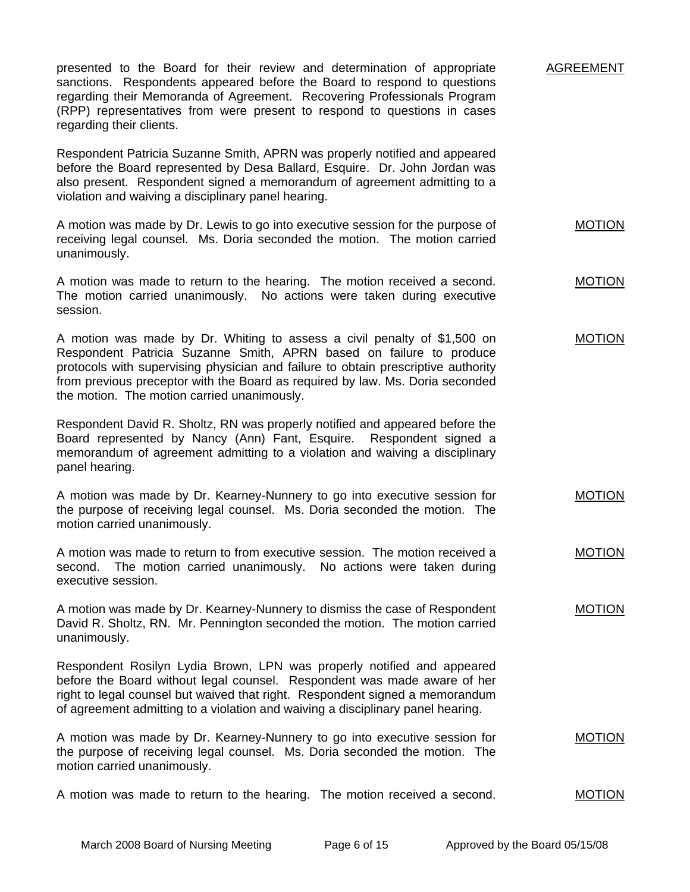presented to the Board for their review and determination of appropriate sanctions. Respondents appeared before the Board to respond to questions regarding their Memoranda of Agreement. Recovering Professionals Program (RPP) representatives from were present to respond to questions in cases regarding their clients. AGREEMENT

Respondent Patricia Suzanne Smith, APRN was properly notified and appeared before the Board represented by Desa Ballard, Esquire. Dr. John Jordan was also present. Respondent signed a memorandum of agreement admitting to a violation and waiving a disciplinary panel hearing.

A motion was made by Dr. Lewis to go into executive session for the purpose of receiving legal counsel. Ms. Doria seconded the motion. The motion carried unanimously. MOTION

A motion was made to return to the hearing. The motion received a second. The motion carried unanimously. No actions were taken during executive session. MOTION

A motion was made by Dr. Whiting to assess a civil penalty of $1,500 on Respondent Patricia Suzanne Smith, APRN based on failure to produce protocols with supervising physician and failure to obtain prescriptive authority from previous preceptor with the Board as required by law. Ms. Doria seconded the motion. The motion carried unanimously. MOTION

Respondent David R. Sholtz, RN was properly notified and appeared before the Board represented by Nancy (Ann) Fant, Esquire. Respondent signed a memorandum of agreement admitting to a violation and waiving a disciplinary panel hearing.

A motion was made by Dr. Kearney-Nunnery to go into executive session for the purpose of receiving legal counsel. Ms. Doria seconded the motion. The motion carried unanimously. MOTION

A motion was made to return to from executive session. The motion received a second. The motion carried unanimously. No actions were taken during executive session. MOTION

A motion was made by Dr. Kearney-Nunnery to dismiss the case of Respondent David R. Sholtz, RN. Mr. Pennington seconded the motion. The motion carried unanimously. MOTION

Respondent Rosilyn Lydia Brown, LPN was properly notified and appeared before the Board without legal counsel. Respondent was made aware of her right to legal counsel but waived that right. Respondent signed a memorandum of agreement admitting to a violation and waiving a disciplinary panel hearing.

A motion was made by Dr. Kearney-Nunnery to go into executive session for the purpose of receiving legal counsel. Ms. Doria seconded the motion. The motion carried unanimously. MOTION

A motion was made to return to the hearing. The motion received a second. MOTION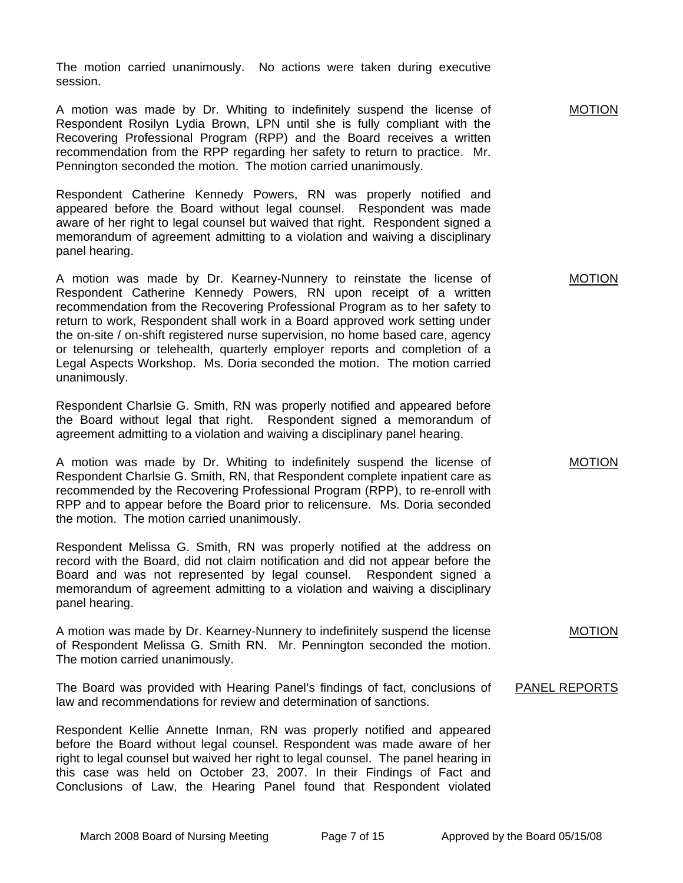The motion carried unanimously. No actions were taken during executive session.

MOTION

A motion was made by Dr. Whiting to indefinitely suspend the license of Respondent Rosilyn Lydia Brown, LPN until she is fully compliant with the Recovering Professional Program (RPP) and the Board receives a written recommendation from the RPP regarding her safety to return to practice. Mr. Pennington seconded the motion. The motion carried unanimously.

Respondent Catherine Kennedy Powers, RN was properly notified and appeared before the Board without legal counsel. Respondent was made aware of her right to legal counsel but waived that right. Respondent signed a memorandum of agreement admitting to a violation and waiving a disciplinary panel hearing.

MOTION

A motion was made by Dr. Kearney-Nunnery to reinstate the license of Respondent Catherine Kennedy Powers, RN upon receipt of a written recommendation from the Recovering Professional Program as to her safety to return to work, Respondent shall work in a Board approved work setting under the on-site / on-shift registered nurse supervision, no home based care, agency or telenursing or telehealth, quarterly employer reports and completion of a Legal Aspects Workshop. Ms. Doria seconded the motion. The motion carried unanimously.

Respondent Charlsie G. Smith, RN was properly notified and appeared before the Board without legal that right. Respondent signed a memorandum of agreement admitting to a violation and waiving a disciplinary panel hearing.

MOTION

A motion was made by Dr. Whiting to indefinitely suspend the license of Respondent Charlsie G. Smith, RN, that Respondent complete inpatient care as recommended by the Recovering Professional Program (RPP), to re-enroll with RPP and to appear before the Board prior to relicensure. Ms. Doria seconded the motion. The motion carried unanimously.

Respondent Melissa G. Smith, RN was properly notified at the address on record with the Board, did not claim notification and did not appear before the Board and was not represented by legal counsel. Respondent signed a memorandum of agreement admitting to a violation and waiving a disciplinary panel hearing.

MOTION

A motion was made by Dr. Kearney-Nunnery to indefinitely suspend the license of Respondent Melissa G. Smith RN. Mr. Pennington seconded the motion. The motion carried unanimously.

PANEL REPORTS

The Board was provided with Hearing Panel's findings of fact, conclusions of law and recommendations for review and determination of sanctions.

Respondent Kellie Annette Inman, RN was properly notified and appeared before the Board without legal counsel. Respondent was made aware of her right to legal counsel but waived her right to legal counsel. The panel hearing in this case was held on October 23, 2007. In their Findings of Fact and Conclusions of Law, the Hearing Panel found that Respondent violated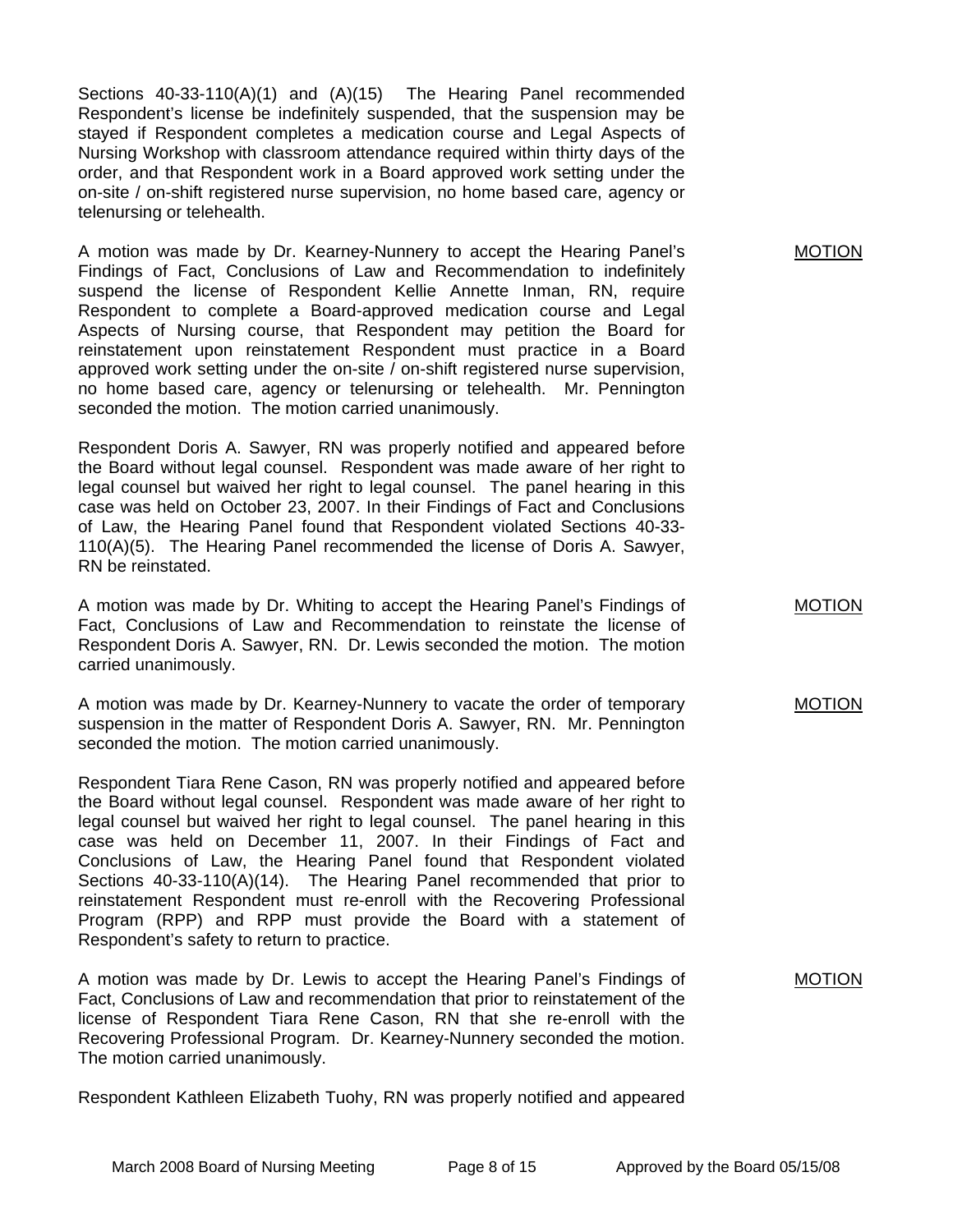Sections 40-33-110(A)(1) and (A)(15) The Hearing Panel recommended Respondent's license be indefinitely suspended, that the suspension may be stayed if Respondent completes a medication course and Legal Aspects of Nursing Workshop with classroom attendance required within thirty days of the order, and that Respondent work in a Board approved work setting under the on-site / on-shift registered nurse supervision, no home based care, agency or telenursing or telehealth.

A motion was made by Dr. Kearney-Nunnery to accept the Hearing Panel's Findings of Fact, Conclusions of Law and Recommendation to indefinitely suspend the license of Respondent Kellie Annette Inman, RN, require Respondent to complete a Board-approved medication course and Legal Aspects of Nursing course, that Respondent may petition the Board for reinstatement upon reinstatement Respondent must practice in a Board approved work setting under the on-site / on-shift registered nurse supervision, no home based care, agency or telenursing or telehealth. Mr. Pennington seconded the motion. The motion carried unanimously.

MOTION

Respondent Doris A. Sawyer, RN was properly notified and appeared before the Board without legal counsel. Respondent was made aware of her right to legal counsel but waived her right to legal counsel. The panel hearing in this case was held on October 23, 2007. In their Findings of Fact and Conclusions of Law, the Hearing Panel found that Respondent violated Sections 40-33-110(A)(5). The Hearing Panel recommended the license of Doris A. Sawyer, RN be reinstated.

A motion was made by Dr. Whiting to accept the Hearing Panel's Findings of Fact, Conclusions of Law and Recommendation to reinstate the license of Respondent Doris A. Sawyer, RN. Dr. Lewis seconded the motion. The motion carried unanimously.

MOTION

A motion was made by Dr. Kearney-Nunnery to vacate the order of temporary suspension in the matter of Respondent Doris A. Sawyer, RN. Mr. Pennington seconded the motion. The motion carried unanimously.

MOTION

Respondent Tiara Rene Cason, RN was properly notified and appeared before the Board without legal counsel. Respondent was made aware of her right to legal counsel but waived her right to legal counsel. The panel hearing in this case was held on December 11, 2007. In their Findings of Fact and Conclusions of Law, the Hearing Panel found that Respondent violated Sections 40-33-110(A)(14). The Hearing Panel recommended that prior to reinstatement Respondent must re-enroll with the Recovering Professional Program (RPP) and RPP must provide the Board with a statement of Respondent's safety to return to practice.

A motion was made by Dr. Lewis to accept the Hearing Panel's Findings of Fact, Conclusions of Law and recommendation that prior to reinstatement of the license of Respondent Tiara Rene Cason, RN that she re-enroll with the Recovering Professional Program. Dr. Kearney-Nunnery seconded the motion. The motion carried unanimously.

MOTION

Respondent Kathleen Elizabeth Tuohy, RN was properly notified and appeared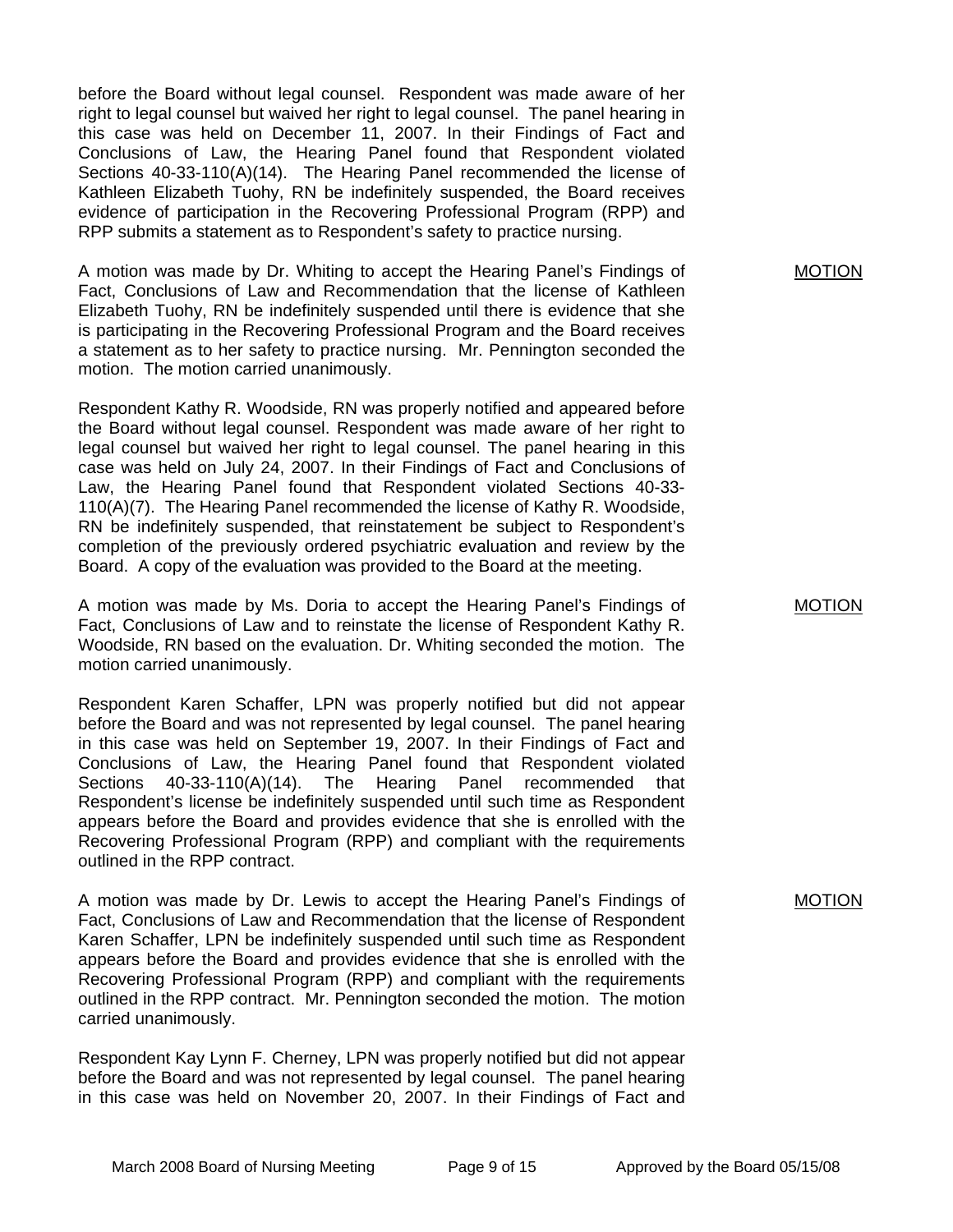before the Board without legal counsel. Respondent was made aware of her right to legal counsel but waived her right to legal counsel. The panel hearing in this case was held on December 11, 2007. In their Findings of Fact and Conclusions of Law, the Hearing Panel found that Respondent violated Sections 40-33-110(A)(14). The Hearing Panel recommended the license of Kathleen Elizabeth Tuohy, RN be indefinitely suspended, the Board receives evidence of participation in the Recovering Professional Program (RPP) and RPP submits a statement as to Respondent's safety to practice nursing.

<u>MOTION</u>

A motion was made by Dr. Whiting to accept the Hearing Panel's Findings of Fact, Conclusions of Law and Recommendation that the license of Kathleen Elizabeth Tuohy, RN be indefinitely suspended until there is evidence that she is participating in the Recovering Professional Program and the Board receives a statement as to her safety to practice nursing. Mr. Pennington seconded the motion. The motion carried unanimously.

Respondent Kathy R. Woodside, RN was properly notified and appeared before the Board without legal counsel. Respondent was made aware of her right to legal counsel but waived her right to legal counsel. The panel hearing in this case was held on July 24, 2007. In their Findings of Fact and Conclusions of Law, the Hearing Panel found that Respondent violated Sections 40-33-110(A)(7). The Hearing Panel recommended the license of Kathy R. Woodside, RN be indefinitely suspended, that reinstatement be subject to Respondent's completion of the previously ordered psychiatric evaluation and review by the Board. A copy of the evaluation was provided to the Board at the meeting.

<u>MOTION</u>

A motion was made by Ms. Doria to accept the Hearing Panel's Findings of Fact, Conclusions of Law and to reinstate the license of Respondent Kathy R. Woodside, RN based on the evaluation. Dr. Whiting seconded the motion. The motion carried unanimously.

Respondent Karen Schaffer, LPN was properly notified but did not appear before the Board and was not represented by legal counsel. The panel hearing in this case was held on September 19, 2007. In their Findings of Fact and Conclusions of Law, the Hearing Panel found that Respondent violated Sections 40-33-110(A)(14). The Hearing Panel recommended that Respondent's license be indefinitely suspended until such time as Respondent appears before the Board and provides evidence that she is enrolled with the Recovering Professional Program (RPP) and compliant with the requirements outlined in the RPP contract.

<u>MOTION</u>

A motion was made by Dr. Lewis to accept the Hearing Panel's Findings of Fact, Conclusions of Law and Recommendation that the license of Respondent Karen Schaffer, LPN be indefinitely suspended until such time as Respondent appears before the Board and provides evidence that she is enrolled with the Recovering Professional Program (RPP) and compliant with the requirements outlined in the RPP contract. Mr. Pennington seconded the motion. The motion carried unanimously.

Respondent Kay Lynn F. Cherney, LPN was properly notified but did not appear before the Board and was not represented by legal counsel. The panel hearing in this case was held on November 20, 2007. In their Findings of Fact and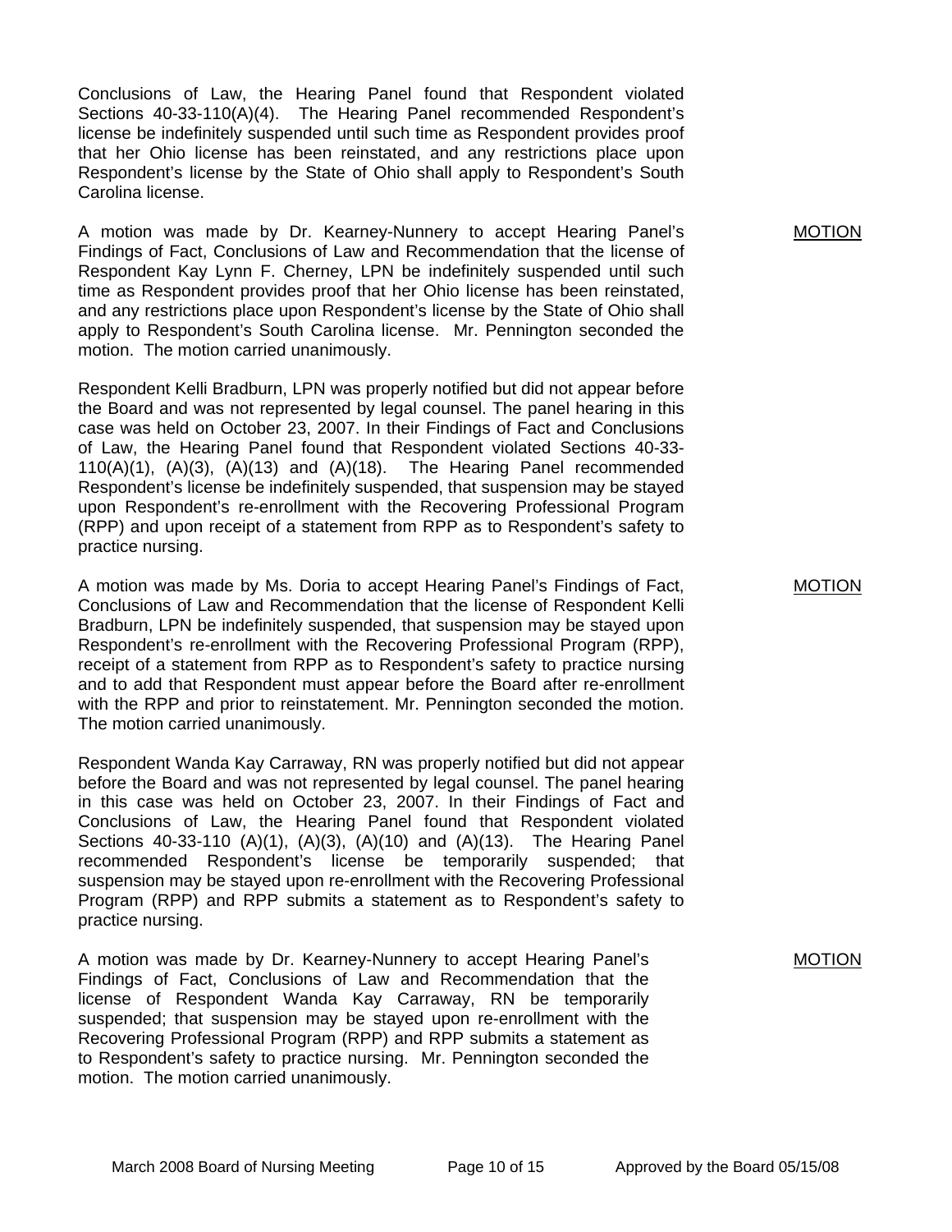Conclusions of Law, the Hearing Panel found that Respondent violated Sections 40-33-110(A)(4). The Hearing Panel recommended Respondent's license be indefinitely suspended until such time as Respondent provides proof that her Ohio license has been reinstated, and any restrictions place upon Respondent's license by the State of Ohio shall apply to Respondent's South Carolina license.

MOTION

A motion was made by Dr. Kearney-Nunnery to accept Hearing Panel's Findings of Fact, Conclusions of Law and Recommendation that the license of Respondent Kay Lynn F. Cherney, LPN be indefinitely suspended until such time as Respondent provides proof that her Ohio license has been reinstated, and any restrictions place upon Respondent's license by the State of Ohio shall apply to Respondent's South Carolina license. Mr. Pennington seconded the motion. The motion carried unanimously.

Respondent Kelli Bradburn, LPN was properly notified but did not appear before the Board and was not represented by legal counsel. The panel hearing in this case was held on October 23, 2007. In their Findings of Fact and Conclusions of Law, the Hearing Panel found that Respondent violated Sections 40-33-110(A)(1), (A)(3), (A)(13) and (A)(18). The Hearing Panel recommended Respondent's license be indefinitely suspended, that suspension may be stayed upon Respondent's re-enrollment with the Recovering Professional Program (RPP) and upon receipt of a statement from RPP as to Respondent's safety to practice nursing.

MOTION

A motion was made by Ms. Doria to accept Hearing Panel's Findings of Fact, Conclusions of Law and Recommendation that the license of Respondent Kelli Bradburn, LPN be indefinitely suspended, that suspension may be stayed upon Respondent's re-enrollment with the Recovering Professional Program (RPP), receipt of a statement from RPP as to Respondent's safety to practice nursing and to add that Respondent must appear before the Board after re-enrollment with the RPP and prior to reinstatement. Mr. Pennington seconded the motion. The motion carried unanimously.

Respondent Wanda Kay Carraway, RN was properly notified but did not appear before the Board and was not represented by legal counsel. The panel hearing in this case was held on October 23, 2007. In their Findings of Fact and Conclusions of Law, the Hearing Panel found that Respondent violated Sections 40-33-110 (A)(1), (A)(3), (A)(10) and (A)(13). The Hearing Panel recommended Respondent's license be temporarily suspended; that suspension may be stayed upon re-enrollment with the Recovering Professional Program (RPP) and RPP submits a statement as to Respondent's safety to practice nursing.

MOTION

A motion was made by Dr. Kearney-Nunnery to accept Hearing Panel's Findings of Fact, Conclusions of Law and Recommendation that the license of Respondent Wanda Kay Carraway, RN be temporarily suspended; that suspension may be stayed upon re-enrollment with the Recovering Professional Program (RPP) and RPP submits a statement as to Respondent's safety to practice nursing. Mr. Pennington seconded the motion. The motion carried unanimously.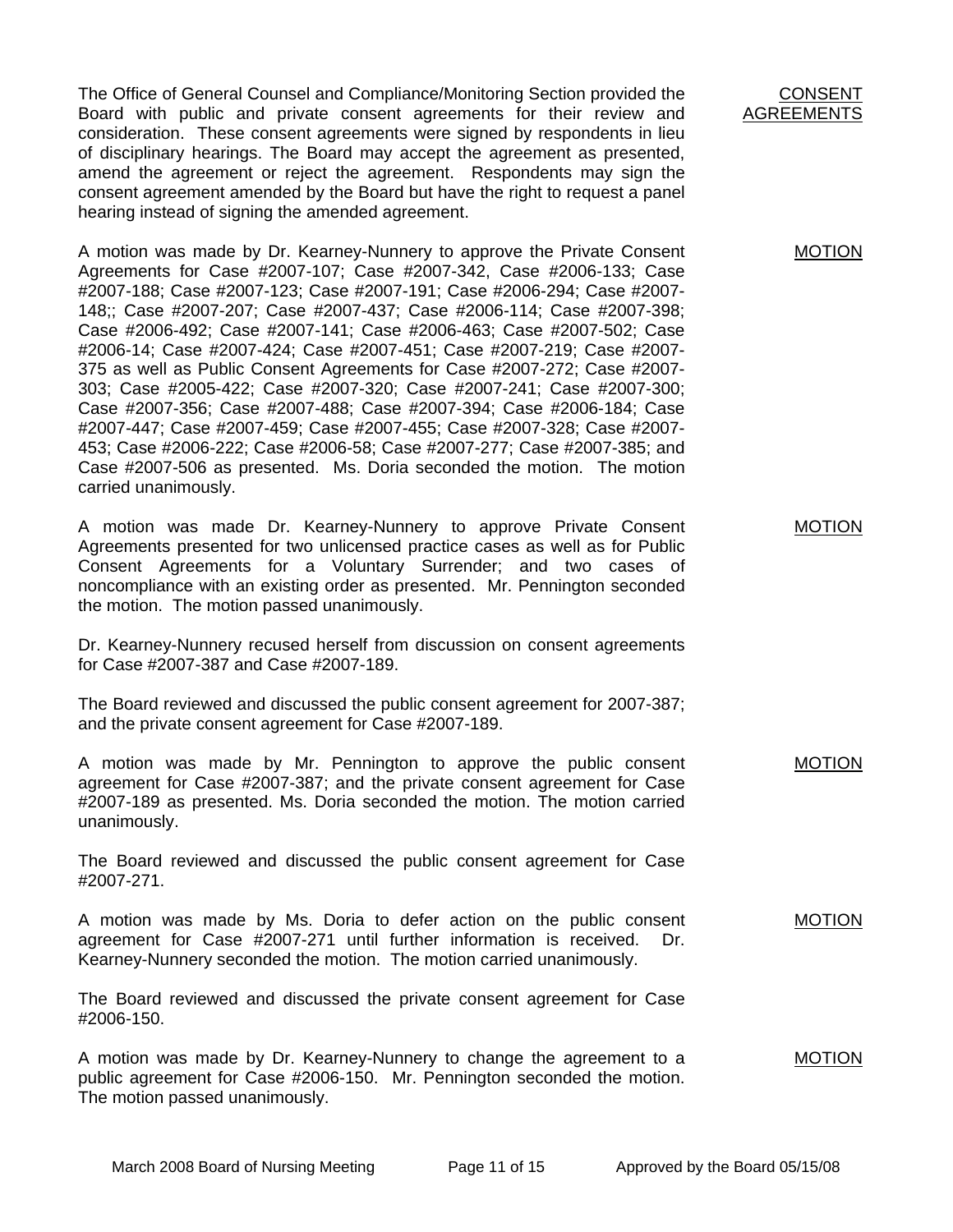**CONSENT AGREEMENTS**

The Office of General Counsel and Compliance/Monitoring Section provided the Board with public and private consent agreements for their review and consideration. These consent agreements were signed by respondents in lieu of disciplinary hearings. The Board may accept the agreement as presented, amend the agreement or reject the agreement. Respondents may sign the consent agreement amended by the Board but have the right to request a panel hearing instead of signing the amended agreement.

**MOTION**

A motion was made by Dr. Kearney-Nunnery to approve the Private Consent Agreements for Case #2007-107; Case #2007-342, Case #2006-133; Case #2007-188; Case #2007-123; Case #2007-191; Case #2006-294; Case #2007-148;; Case #2007-207; Case #2007-437; Case #2006-114; Case #2007-398; Case #2006-492; Case #2007-141; Case #2006-463; Case #2007-502; Case #2006-14; Case #2007-424; Case #2007-451; Case #2007-219; Case #2007-375 as well as Public Consent Agreements for Case #2007-272; Case #2007-303; Case #2005-422; Case #2007-320; Case #2007-241; Case #2007-300; Case #2007-356; Case #2007-488; Case #2007-394; Case #2006-184; Case #2007-447; Case #2007-459; Case #2007-455; Case #2007-328; Case #2007-453; Case #2006-222; Case #2006-58; Case #2007-277; Case #2007-385; and Case #2007-506 as presented. Ms. Doria seconded the motion. The motion carried unanimously.

**MOTION**

A motion was made Dr. Kearney-Nunnery to approve Private Consent Agreements presented for two unlicensed practice cases as well as for Public Consent Agreements for a Voluntary Surrender; and two cases of noncompliance with an existing order as presented. Mr. Pennington seconded the motion. The motion passed unanimously.

Dr. Kearney-Nunnery recused herself from discussion on consent agreements for Case #2007-387 and Case #2007-189.

The Board reviewed and discussed the public consent agreement for 2007-387; and the private consent agreement for Case #2007-189.

**MOTION**

A motion was made by Mr. Pennington to approve the public consent agreement for Case #2007-387; and the private consent agreement for Case #2007-189 as presented. Ms. Doria seconded the motion. The motion carried unanimously.

The Board reviewed and discussed the public consent agreement for Case #2007-271.

**MOTION**

A motion was made by Ms. Doria to defer action on the public consent agreement for Case #2007-271 until further information is received. Dr. Kearney-Nunnery seconded the motion. The motion carried unanimously.

The Board reviewed and discussed the private consent agreement for Case #2006-150.

**MOTION**

A motion was made by Dr. Kearney-Nunnery to change the agreement to a public agreement for Case #2006-150. Mr. Pennington seconded the motion. The motion passed unanimously.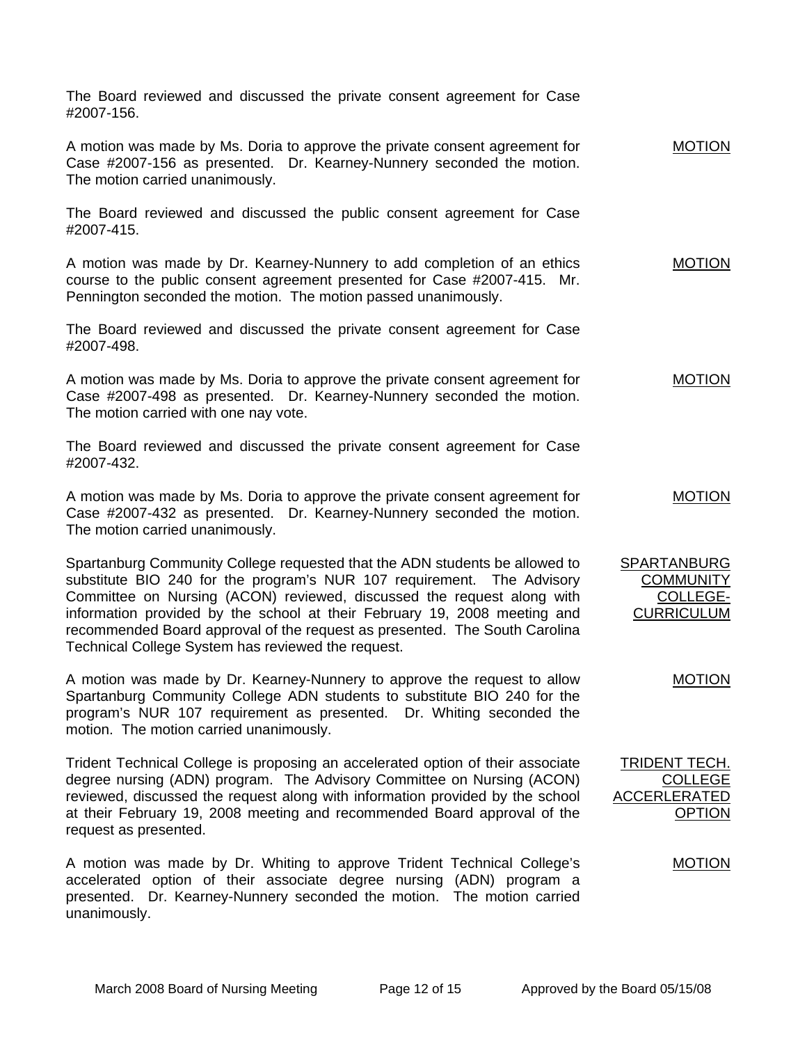The Board reviewed and discussed the private consent agreement for Case #2007-156.

MOTION

A motion was made by Ms. Doria to approve the private consent agreement for Case #2007-156 as presented. Dr. Kearney-Nunnery seconded the motion. The motion carried unanimously.

The Board reviewed and discussed the public consent agreement for Case #2007-415.

MOTION

A motion was made by Dr. Kearney-Nunnery to add completion of an ethics course to the public consent agreement presented for Case #2007-415. Mr. Pennington seconded the motion. The motion passed unanimously.

The Board reviewed and discussed the private consent agreement for Case #2007-498.

MOTION

A motion was made by Ms. Doria to approve the private consent agreement for Case #2007-498 as presented. Dr. Kearney-Nunnery seconded the motion. The motion carried with one nay vote.

The Board reviewed and discussed the private consent agreement for Case #2007-432.

MOTION

A motion was made by Ms. Doria to approve the private consent agreement for Case #2007-432 as presented. Dr. Kearney-Nunnery seconded the motion. The motion carried unanimously.

SPARTANBURG COMMUNITY COLLEGE-CURRICULUM

Spartanburg Community College requested that the ADN students be allowed to substitute BIO 240 for the program's NUR 107 requirement. The Advisory Committee on Nursing (ACON) reviewed, discussed the request along with information provided by the school at their February 19, 2008 meeting and recommended Board approval of the request as presented. The South Carolina Technical College System has reviewed the request.

MOTION

A motion was made by Dr. Kearney-Nunnery to approve the request to allow Spartanburg Community College ADN students to substitute BIO 240 for the program's NUR 107 requirement as presented. Dr. Whiting seconded the motion. The motion carried unanimously.

TRIDENT TECH. COLLEGE ACCERLERATED OPTION

Trident Technical College is proposing an accelerated option of their associate degree nursing (ADN) program. The Advisory Committee on Nursing (ACON) reviewed, discussed the request along with information provided by the school at their February 19, 2008 meeting and recommended Board approval of the request as presented.

MOTION

A motion was made by Dr. Whiting to approve Trident Technical College's accelerated option of their associate degree nursing (ADN) program a presented. Dr. Kearney-Nunnery seconded the motion. The motion carried unanimously.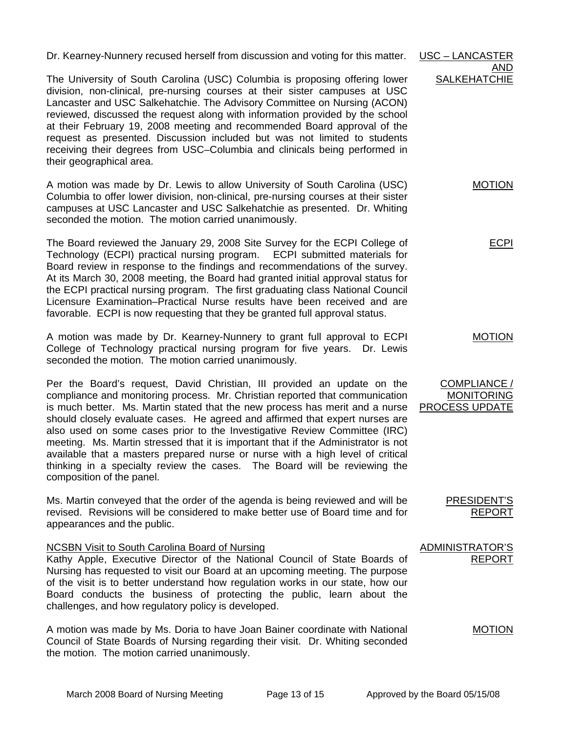**USC – LANCASTER AND SALKEHATCHIE**

Dr. Kearney-Nunnery recused herself from discussion and voting for this matter.

The University of South Carolina (USC) Columbia is proposing offering lower division, non-clinical, pre-nursing courses at their sister campuses at USC Lancaster and USC Salkehatchie. The Advisory Committee on Nursing (ACON) reviewed, discussed the request along with information provided by the school at their February 19, 2008 meeting and recommended Board approval of the request as presented. Discussion included but was not limited to students receiving their degrees from USC–Columbia and clinicals being performed in their geographical area.

**MOTION**

A motion was made by Dr. Lewis to allow University of South Carolina (USC) Columbia to offer lower division, non-clinical, pre-nursing courses at their sister campuses at USC Lancaster and USC Salkehatchie as presented. Dr. Whiting seconded the motion. The motion carried unanimously.

**ECPI**

The Board reviewed the January 29, 2008 Site Survey for the ECPI College of Technology (ECPI) practical nursing program. ECPI submitted materials for Board review in response to the findings and recommendations of the survey. At its March 30, 2008 meeting, the Board had granted initial approval status for the ECPI practical nursing program. The first graduating class National Council Licensure Examination–Practical Nurse results have been received and are favorable. ECPI is now requesting that they be granted full approval status.

**MOTION**

A motion was made by Dr. Kearney-Nunnery to grant full approval to ECPI College of Technology practical nursing program for five years. Dr. Lewis seconded the motion. The motion carried unanimously.

**COMPLIANCE / MONITORING PROCESS UPDATE**

Per the Board's request, David Christian, III provided an update on the compliance and monitoring process. Mr. Christian reported that communication is much better. Ms. Martin stated that the new process has merit and a nurse should closely evaluate cases. He agreed and affirmed that expert nurses are also used on some cases prior to the Investigative Review Committee (IRC) meeting. Ms. Martin stressed that it is important that if the Administrator is not available that a masters prepared nurse or nurse with a high level of critical thinking in a specialty review the cases. The Board will be reviewing the composition of the panel.

**PRESIDENT'S REPORT**

Ms. Martin conveyed that the order of the agenda is being reviewed and will be revised. Revisions will be considered to make better use of Board time and for appearances and the public.

**ADMINISTRATOR'S REPORT**

NCSBN Visit to South Carolina Board of Nursing

Kathy Apple, Executive Director of the National Council of State Boards of Nursing has requested to visit our Board at an upcoming meeting. The purpose of the visit is to better understand how regulation works in our state, how our Board conducts the business of protecting the public, learn about the challenges, and how regulatory policy is developed.

**MOTION**

A motion was made by Ms. Doria to have Joan Bainer coordinate with National Council of State Boards of Nursing regarding their visit. Dr. Whiting seconded the motion. The motion carried unanimously.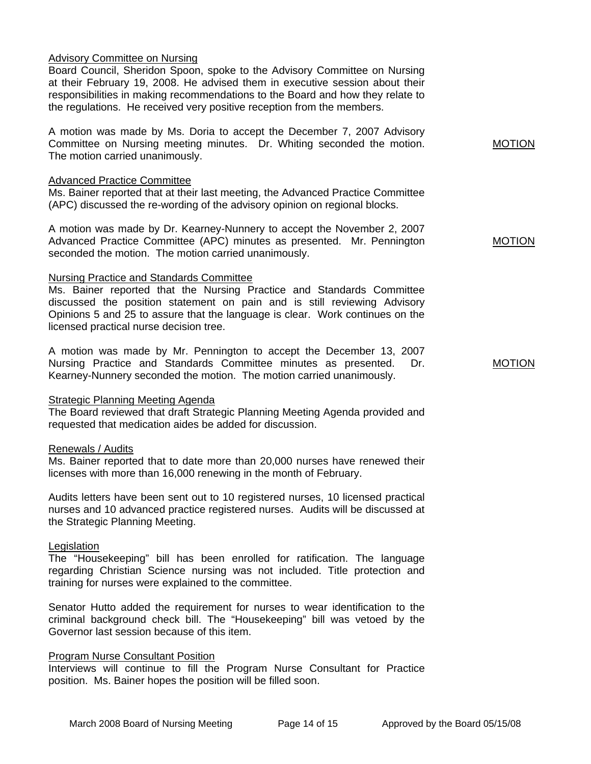Advisory Committee on Nursing

Board Council, Sheridon Spoon, spoke to the Advisory Committee on Nursing at their February 19, 2008. He advised them in executive session about their responsibilities in making recommendations to the Board and how they relate to the regulations. He received very positive reception from the members.

A motion was made by Ms. Doria to accept the December 7, 2007 Advisory Committee on Nursing meeting minutes. Dr. Whiting seconded the motion. The motion carried unanimously.

MOTION

Advanced Practice Committee

Ms. Bainer reported that at their last meeting, the Advanced Practice Committee (APC) discussed the re-wording of the advisory opinion on regional blocks.

A motion was made by Dr. Kearney-Nunnery to accept the November 2, 2007 Advanced Practice Committee (APC) minutes as presented. Mr. Pennington seconded the motion. The motion carried unanimously.

MOTION

Nursing Practice and Standards Committee

Ms. Bainer reported that the Nursing Practice and Standards Committee discussed the position statement on pain and is still reviewing Advisory Opinions 5 and 25 to assure that the language is clear. Work continues on the licensed practical nurse decision tree.

A motion was made by Mr. Pennington to accept the December 13, 2007 Nursing Practice and Standards Committee minutes as presented. Dr. Kearney-Nunnery seconded the motion. The motion carried unanimously.

MOTION

Strategic Planning Meeting Agenda

The Board reviewed that draft Strategic Planning Meeting Agenda provided and requested that medication aides be added for discussion.

Renewals / Audits

Ms. Bainer reported that to date more than 20,000 nurses have renewed their licenses with more than 16,000 renewing in the month of February.

Audits letters have been sent out to 10 registered nurses, 10 licensed practical nurses and 10 advanced practice registered nurses. Audits will be discussed at the Strategic Planning Meeting.

Legislation

The "Housekeeping" bill has been enrolled for ratification. The language regarding Christian Science nursing was not included. Title protection and training for nurses were explained to the committee.

Senator Hutto added the requirement for nurses to wear identification to the criminal background check bill. The "Housekeeping" bill was vetoed by the Governor last session because of this item.

Program Nurse Consultant Position

Interviews will continue to fill the Program Nurse Consultant for Practice position. Ms. Bainer hopes the position will be filled soon.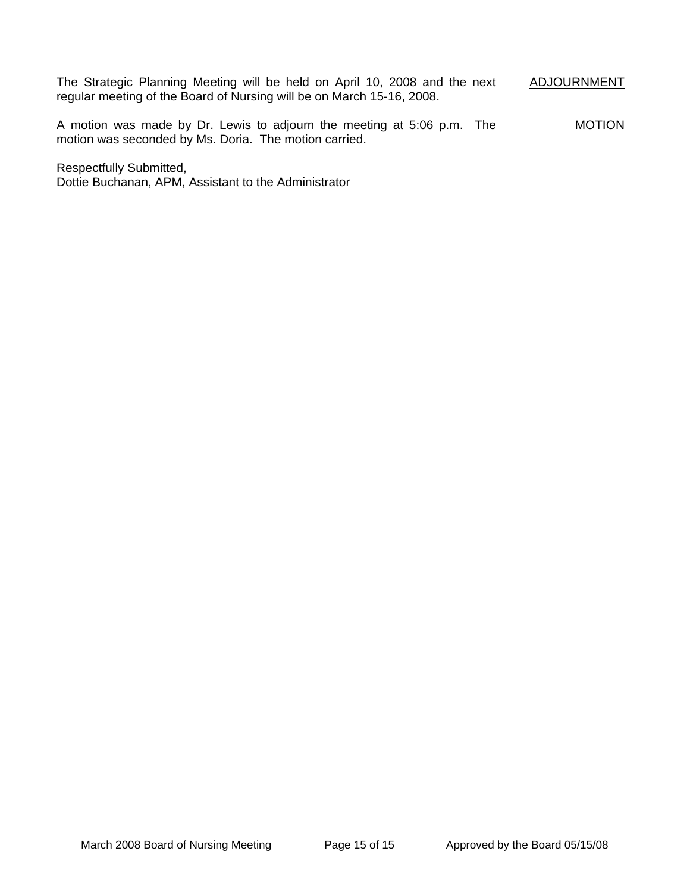The Strategic Planning Meeting will be held on April 10, 2008 and the next regular meeting of the Board of Nursing will be on March 15-16, 2008. ADJOURNMENT

A motion was made by Dr. Lewis to adjourn the meeting at 5:06 p.m. The motion was seconded by Ms. Doria. The motion carried. MOTION

Respectfully Submitted,
Dottie Buchanan, APM, Assistant to the Administrator